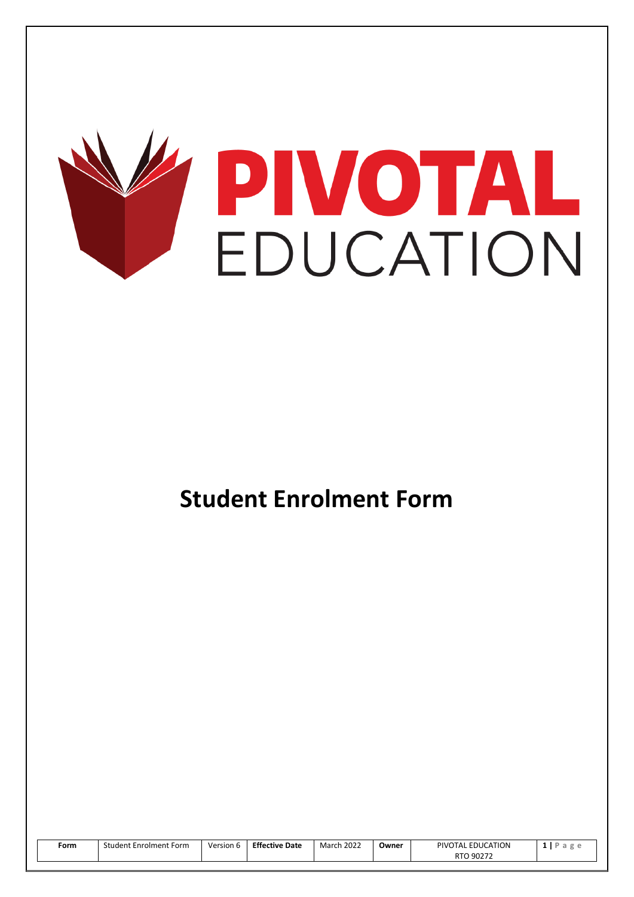# PIVOTAL EDUCATION

# Student Enrolment Form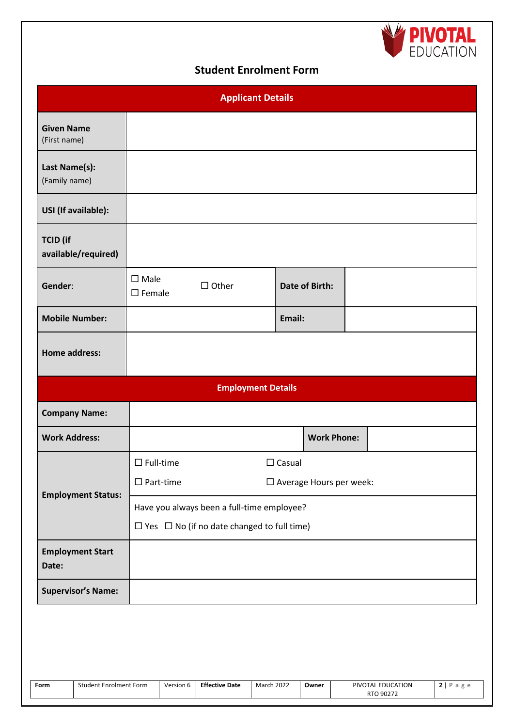## Student Enrolment Form

| Applicant Details | | | |
|---|---|---|---|
| **Given Name** (First name) | | | |
| **Last Name(s):** (Family name) | | | |
| **USI (If available):** | | | |
| **TCID (if available/required)** | | | |
| **Gender:** | ☐ Male ☐ Female ☐ Other | **Date of Birth:** | |
| **Mobile Number:** | | **Email:** | |
| **Home address:** | | | |

| Employment Details | | | |
|---|---|---|---|
| **Company Name:** | | | |
| **Work Address:** | | **Work Phone:** | |
| **Employment Status:** | ☐ Full-time ☐ Casual<br>☐ Part-time ☐ Average Hours per week: | | |
| | Have you always been a full-time employee?<br>☐ Yes ☐ No (if no date changed to full time) | | |
| **Employment Start Date:** | | | |
| **Supervisor's Name:** | | | |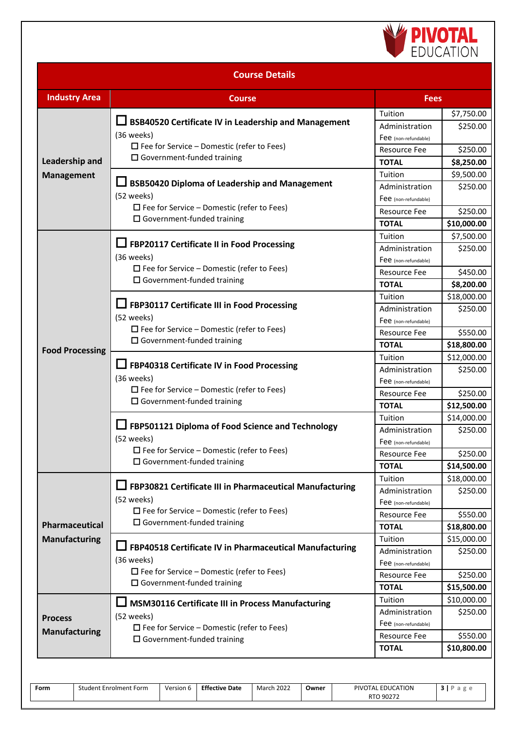## Course Details

| Industry Area | Course | Fees | |
|---|---|---|---|
| Leadership and Management | ☐ **BSB40520 Certificate IV in Leadership and Management** (36 weeks)<br>☐ Fee for Service – Domestic (refer to Fees)<br>☐ Government-funded training | Tuition | $7,750.00 |
| | | Administration Fee (non-refundable) | $250.00 |
| | | Resource Fee | $250.00 |
| | | **TOTAL** | **$8,250.00** |
| | ☐ **BSB50420 Diploma of Leadership and Management** (52 weeks)<br>☐ Fee for Service – Domestic (refer to Fees)<br>☐ Government-funded training | Tuition | $9,500.00 |
| | | Administration Fee (non-refundable) | $250.00 |
| | | Resource Fee | $250.00 |
| | | **TOTAL** | **$10,000.00** |
| Food Processing | ☐ **FBP20117 Certificate II in Food Processing** (36 weeks)<br>☐ Fee for Service – Domestic (refer to Fees)<br>☐ Government-funded training | Tuition | $7,500.00 |
| | | Administration Fee (non-refundable) | $250.00 |
| | | Resource Fee | $450.00 |
| | | **TOTAL** | **$8,200.00** |
| | ☐ **FBP30117 Certificate III in Food Processing** (52 weeks)<br>☐ Fee for Service – Domestic (refer to Fees)<br>☐ Government-funded training | Tuition | $18,000.00 |
| | | Administration Fee (non-refundable) | $250.00 |
| | | Resource Fee | $550.00 |
| | | **TOTAL** | **$18,800.00** |
| | ☐ **FBP40318 Certificate IV in Food Processing** (36 weeks)<br>☐ Fee for Service – Domestic (refer to Fees)<br>☐ Government-funded training | Tuition | $12,000.00 |
| | | Administration Fee (non-refundable) | $250.00 |
| | | Resource Fee | $250.00 |
| | | **TOTAL** | **$12,500.00** |
| | ☐ **FBP501121 Diploma of Food Science and Technology** (52 weeks)<br>☐ Fee for Service – Domestic (refer to Fees)<br>☐ Government-funded training | Tuition | $14,000.00 |
| | | Administration Fee (non-refundable) | $250.00 |
| | | Resource Fee | $250.00 |
| | | **TOTAL** | **$14,500.00** |
| Pharmaceutical Manufacturing | ☐ **FBP30821 Certificate III in Pharmaceutical Manufacturing** (52 weeks)<br>☐ Fee for Service – Domestic (refer to Fees)<br>☐ Government-funded training | Tuition | $18,000.00 |
| | | Administration Fee (non-refundable) | $250.00 |
| | | Resource Fee | $550.00 |
| | | **TOTAL** | **$18,800.00** |
| | ☐ **FBP40518 Certificate IV in Pharmaceutical Manufacturing** (36 weeks)<br>☐ Fee for Service – Domestic (refer to Fees)<br>☐ Government-funded training | Tuition | $15,000.00 |
| | | Administration Fee (non-refundable) | $250.00 |
| | | Resource Fee | $250.00 |
| | | **TOTAL** | **$15,500.00** |
| Process Manufacturing | ☐ **MSM30116 Certificate III in Process Manufacturing** (52 weeks)<br>☐ Fee for Service – Domestic (refer to Fees)<br>☐ Government-funded training | Tuition | $10,000.00 |
| | | Administration Fee (non-refundable) | $250.00 |
| | | Resource Fee | $550.00 |
| | | **TOTAL** | **$10,800.00** |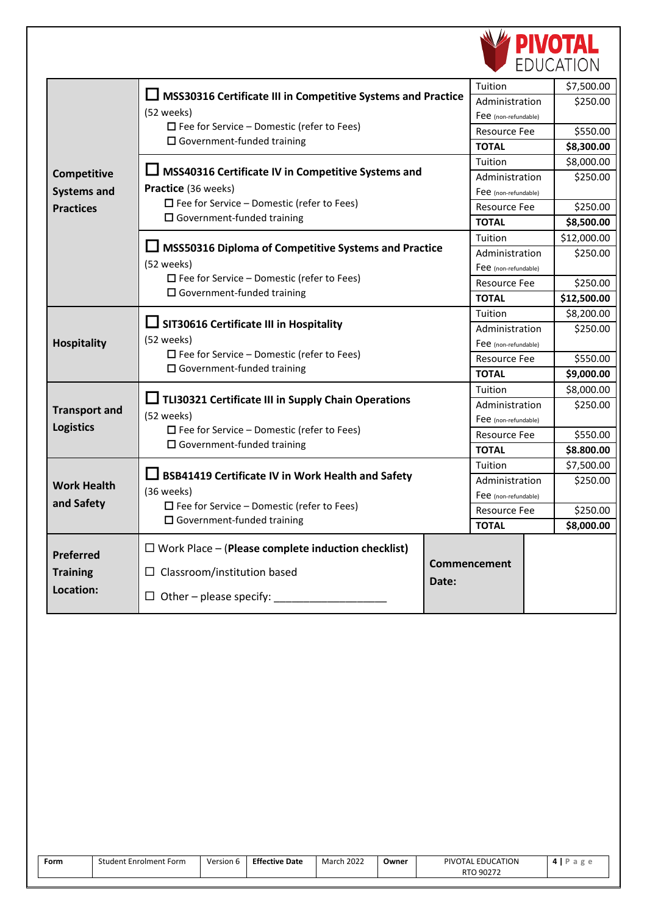| | | | |
|---|---|---|---|
| **Competitive Systems and Practices** | ☐ **MSS30316 Certificate III in Competitive Systems and Practice** (52 weeks)<br>☐ Fee for Service – Domestic (refer to Fees)<br>☐ Government-funded training | Tuition | $7,500.00 |
| | | Administration Fee (non-refundable) | $250.00 |
| | | Resource Fee | $550.00 |
| | | **TOTAL** | **$8,300.00** |
| | ☐ **MSS40316 Certificate IV in Competitive Systems and Practice** (36 weeks)<br>☐ Fee for Service – Domestic (refer to Fees)<br>☐ Government-funded training | Tuition | $8,000.00 |
| | | Administration Fee (non-refundable) | $250.00 |
| | | Resource Fee | $250.00 |
| | | **TOTAL** | **$8,500.00** |
| | ☐ **MSS50316 Diploma of Competitive Systems and Practice** (52 weeks)<br>☐ Fee for Service – Domestic (refer to Fees)<br>☐ Government-funded training | Tuition | $12,000.00 |
| | | Administration Fee (non-refundable) | $250.00 |
| | | Resource Fee | $250.00 |
| | | **TOTAL** | **$12,500.00** |
| **Hospitality** | ☐ **SIT30616 Certificate III in Hospitality** (52 weeks)<br>☐ Fee for Service – Domestic (refer to Fees)<br>☐ Government-funded training | Tuition | $8,200.00 |
| | | Administration Fee (non-refundable) | $250.00 |
| | | Resource Fee | $550.00 |
| | | **TOTAL** | **$9,000.00** |
| **Transport and Logistics** | ☐ **TLI30321 Certificate III in Supply Chain Operations** (52 weeks)<br>☐ Fee for Service – Domestic (refer to Fees)<br>☐ Government-funded training | Tuition | $8,000.00 |
| | | Administration Fee (non-refundable) | $250.00 |
| | | Resource Fee | $550.00 |
| | | **TOTAL** | **$8.800.00** |
| **Work Health and Safety** | ☐ **BSB41419 Certificate IV in Work Health and Safety** (36 weeks)<br>☐ Fee for Service – Domestic (refer to Fees)<br>☐ Government-funded training | Tuition | $7,500.00 |
| | | Administration Fee (non-refundable) | $250.00 |
| | | Resource Fee | $250.00 |
| | | **TOTAL** | **$8,000.00** |

| | | | |
|---|---|---|---|
| **Preferred Training Location:** | ☐ Work Place – (**Please complete induction checklist**)<br>☐ Classroom/institution based<br>☐ Other – please specify: ___________________ | **Commencement Date:** | |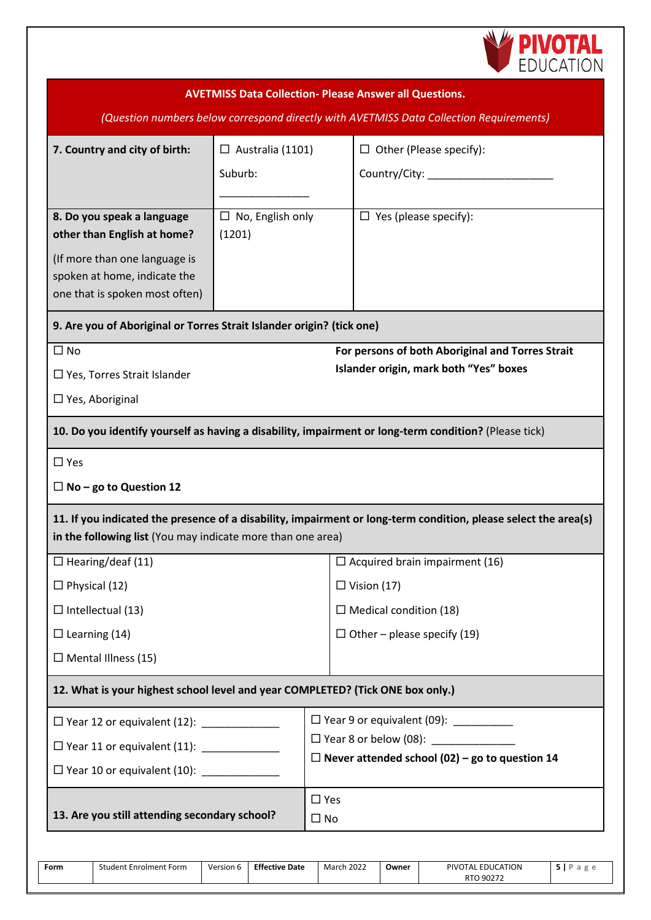## AVETMISS Data Collection- Please Answer all Questions.

*(Question numbers below correspond directly with AVETMISS Data Collection Requirements)*

| | | |
|---|---|---|
| **7. Country and city of birth:** | ☐ Australia (1101)<br>Suburb:<br>_______________ | ☐ Other (Please specify):<br>Country/City: _____________________ |
| **8. Do you speak a language other than English at home?**<br>(If more than one language is spoken at home, indicate the one that is spoken most often) | ☐ No, English only (1201) | ☐ Yes (please specify): |

**9. Are you of Aboriginal or Torres Strait Islander origin? (tick one)**

☐ No

☐ Yes, Torres Strait Islander

☐ Yes, Aboriginal

**For persons of both Aboriginal and Torres Strait Islander origin, mark both "Yes" boxes**

**10. Do you identify yourself as having a disability, impairment or long-term condition?** (Please tick)

☐ Yes

☐ **No – go to Question 12**

**11. If you indicated the presence of a disability, impairment or long-term condition, please select the area(s) in the following list** (You may indicate more than one area)

| | |
|---|---|
| ☐ Hearing/deaf (11) | ☐ Acquired brain impairment (16) |
| ☐ Physical (12) | ☐ Vision (17) |
| ☐ Intellectual (13) | ☐ Medical condition (18) |
| ☐ Learning (14) | ☐ Other – please specify (19) |
| ☐ Mental Illness (15) | |

**12. What is your highest school level and year COMPLETED? (Tick ONE box only.)**

| | |
|---|---|
| ☐ Year 12 or equivalent (12): _____________ | ☐ Year 9 or equivalent (09): __________ |
| ☐ Year 11 or equivalent (11): _____________ | ☐ Year 8 or below (08): _____________ |
| ☐ Year 10 or equivalent (10): _____________ | ☐ **Never attended school (02) – go to question 14** |

| | |
|---|---|
| **13. Are you still attending secondary school?** | ☐ Yes<br>☐ No |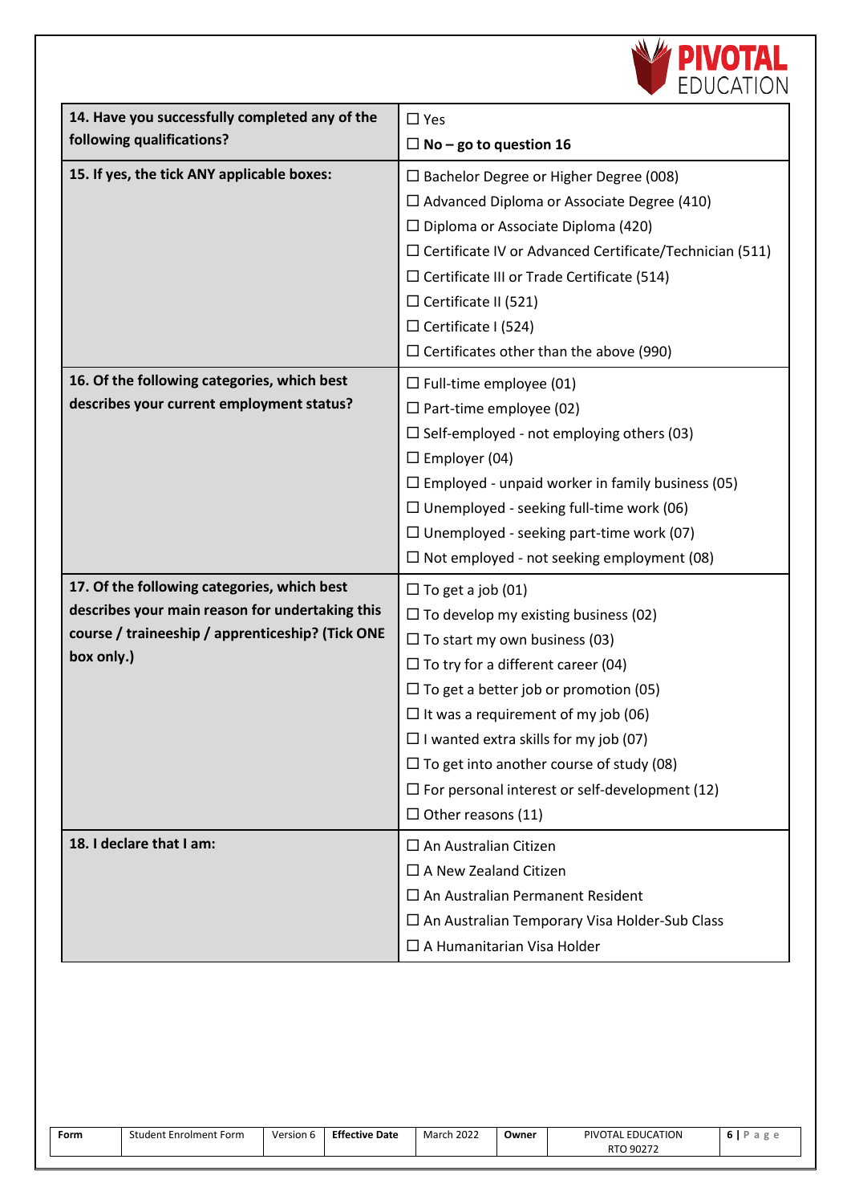| **14. Have you successfully completed any of the following qualifications?** | ☐ Yes<br>☐ **No – go to question 16** |
|---|---|
| **15. If yes, the tick ANY applicable boxes:** | ☐ Bachelor Degree or Higher Degree (008)<br>☐ Advanced Diploma or Associate Degree (410)<br>☐ Diploma or Associate Diploma (420)<br>☐ Certificate IV or Advanced Certificate/Technician (511)<br>☐ Certificate III or Trade Certificate (514)<br>☐ Certificate II (521)<br>☐ Certificate I (524)<br>☐ Certificates other than the above (990) |
| **16. Of the following categories, which best describes your current employment status?** | ☐ Full-time employee (01)<br>☐ Part-time employee (02)<br>☐ Self-employed - not employing others (03)<br>☐ Employer (04)<br>☐ Employed - unpaid worker in family business (05)<br>☐ Unemployed - seeking full-time work (06)<br>☐ Unemployed - seeking part-time work (07)<br>☐ Not employed - not seeking employment (08) |
| **17. Of the following categories, which best describes your main reason for undertaking this course / traineeship / apprenticeship? (Tick ONE box only.)** | ☐ To get a job (01)<br>☐ To develop my existing business (02)<br>☐ To start my own business (03)<br>☐ To try for a different career (04)<br>☐ To get a better job or promotion (05)<br>☐ It was a requirement of my job (06)<br>☐ I wanted extra skills for my job (07)<br>☐ To get into another course of study (08)<br>☐ For personal interest or self-development (12)<br>☐ Other reasons (11) |
| **18. I declare that I am:** | ☐ An Australian Citizen<br>☐ A New Zealand Citizen<br>☐ An Australian Permanent Resident<br>☐ An Australian Temporary Visa Holder-Sub Class<br>☐ A Humanitarian Visa Holder |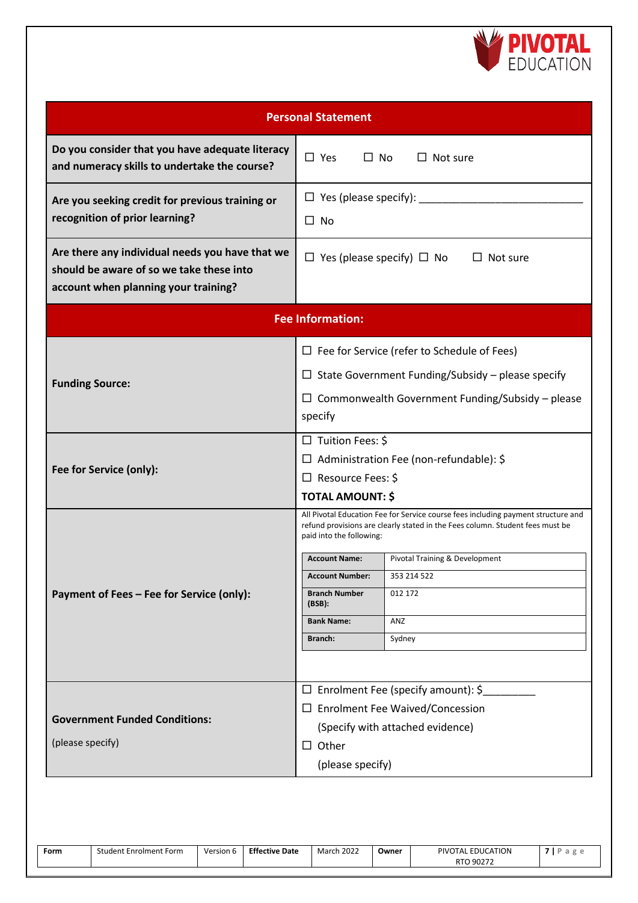## Personal Statement

| | |
|---|---|
| **Do you consider that you have adequate literacy and numeracy skills to undertake the course?** | ☐ Yes ☐ No ☐ Not sure |
| **Are you seeking credit for previous training or recognition of prior learning?** | ☐ Yes (please specify): ____________________________ <br> ☐ No |
| **Are there any individual needs you have that we should be aware of so we take these into account when planning your training?** | ☐ Yes (please specify) ☐ No ☐ Not sure |

## Fee Information:

| | |
|---|---|
| **Funding Source:** | ☐ Fee for Service (refer to Schedule of Fees) <br> ☐ State Government Funding/Subsidy – please specify <br> ☐ Commonwealth Government Funding/Subsidy – please specify |
| **Fee for Service (only):** | ☐ Tuition Fees: $ <br> ☐ Administration Fee (non-refundable): $ <br> ☐ Resource Fees: $ <br> **TOTAL AMOUNT: $** |
| **Payment of Fees – Fee for Service (only):** | All Pivotal Education Fee for Service course fees including payment structure and refund provisions are clearly stated in the Fees column. Student fees must be paid into the following: <br> **Account Name:** Pivotal Training & Development <br> **Account Number:** 353 214 522 <br> **Branch Number (BSB):** 012 172 <br> **Bank Name:** ANZ <br> **Branch:** Sydney |
| **Government Funded Conditions:** <br> (please specify) | ☐ Enrolment Fee (specify amount): $_________ <br> ☐ Enrolment Fee Waived/Concession (Specify with attached evidence) <br> ☐ Other (please specify) |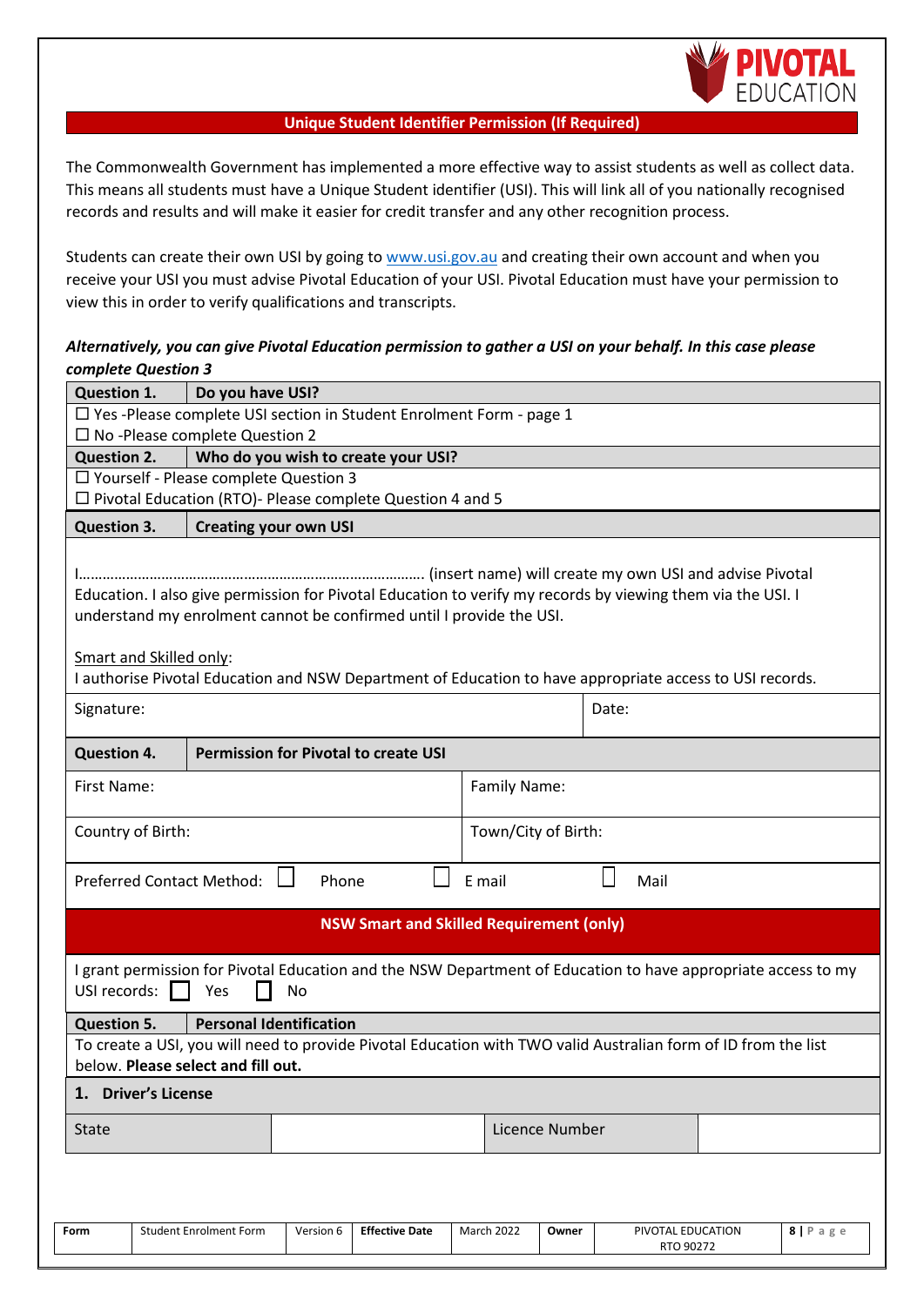## Unique Student Identifier Permission (If Required)

The Commonwealth Government has implemented a more effective way to assist students as well as collect data. This means all students must have a Unique Student identifier (USI). This will link all of you nationally recognised records and results and will make it easier for credit transfer and any other recognition process.

Students can create their own USI by going to www.usi.gov.au and creating their own account and when you receive your USI you must advise Pivotal Education of your USI. Pivotal Education must have your permission to view this in order to verify qualifications and transcripts.

***Alternatively, you can give Pivotal Education permission to gather a USI on your behalf. In this case please complete Question 3***

| **Question 1.** | **Do you have USI?** |
|---|---|
| ☐ Yes -Please complete USI section in Student Enrolment Form - page 1<br>☐ No -Please complete Question 2 | |
| **Question 2.** | **Who do you wish to create your USI?** |
| ☐ Yourself - Please complete Question 3<br>☐ Pivotal Education (RTO)- Please complete Question 4 and 5 | |

| **Question 3.** | **Creating your own USI** |
|---|---|

I………………………………………………………………………… (insert name) will create my own USI and advise Pivotal Education. I also give permission for Pivotal Education to verify my records by viewing them via the USI. I understand my enrolment cannot be confirmed until I provide the USI.

Smart and Skilled only:
I authorise Pivotal Education and NSW Department of Education to have appropriate access to USI records.

| Signature: | Date: |
|---|---|

| **Question 4.** | **Permission for Pivotal to create USI** |
|---|---|
| First Name: | Family Name: |
| Country of Birth: | Town/City of Birth: |
| Preferred Contact Method: ☐ Phone ☐ E mail ☐ Mail | |

**NSW Smart and Skilled Requirement (only)**

I grant permission for Pivotal Education and the NSW Department of Education to have appropriate access to my USI records: ☐ Yes ☐ No

| **Question 5.** | **Personal Identification** |
|---|---|

To create a USI, you will need to provide Pivotal Education with TWO valid Australian form of ID from the list below. **Please select and fill out.**

**1. Driver's License**

| State | | Licence Number | |
|---|---|---|---|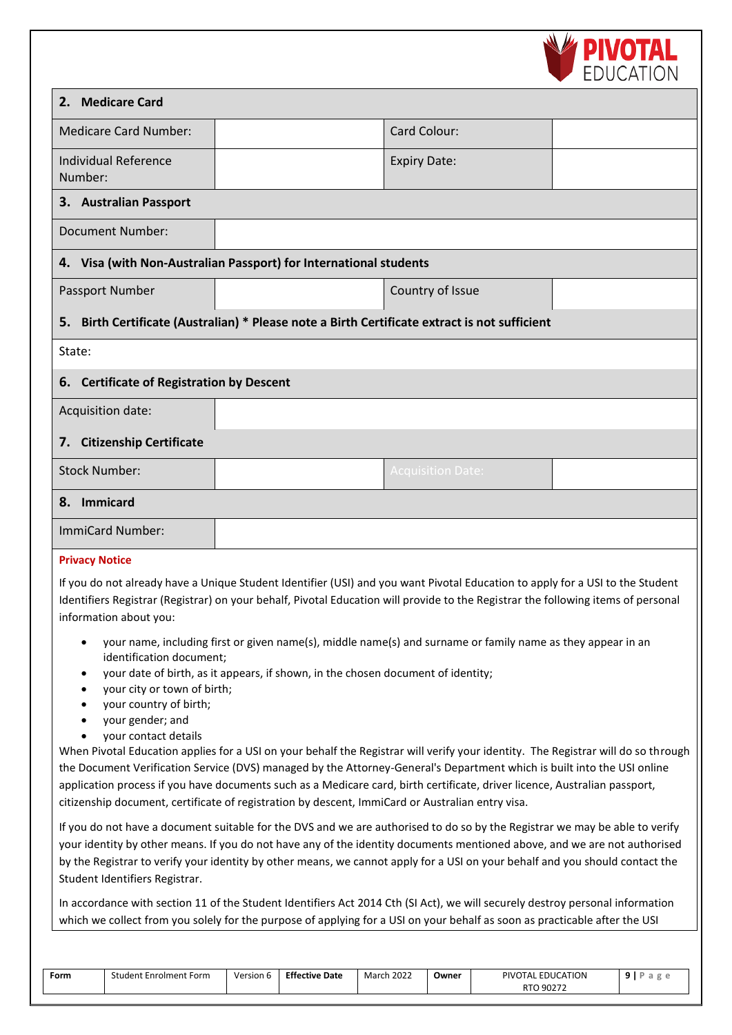| **2. Medicare Card** | | | |
|---|---|---|---|
| Medicare Card Number: | | Card Colour: | |
| Individual Reference Number: | | Expiry Date: | |
| **3. Australian Passport** | | | |
| Document Number: | | | |
| **4. Visa (with Non-Australian Passport) for International students** | | | |
| Passport Number | | Country of Issue | |
| **5. Birth Certificate (Australian) * Please note a Birth Certificate extract is not sufficient** | | | |
| State: | | | |
| **6. Certificate of Registration by Descent** | | | |
| Acquisition date: | | | |
| **7. Citizenship Certificate** | | | |
| Stock Number: | | Acquisition Date: | |
| **8. Immicard** | | | |
| ImmiCard Number: | | | |

**Privacy Notice**

If you do not already have a Unique Student Identifier (USI) and you want Pivotal Education to apply for a USI to the Student Identifiers Registrar (Registrar) on your behalf, Pivotal Education will provide to the Registrar the following items of personal information about you:

- your name, including first or given name(s), middle name(s) and surname or family name as they appear in an identification document;
- your date of birth, as it appears, if shown, in the chosen document of identity;
- your city or town of birth;
- your country of birth;
- your gender; and
- your contact details

When Pivotal Education applies for a USI on your behalf the Registrar will verify your identity. The Registrar will do so through the Document Verification Service (DVS) managed by the Attorney-General's Department which is built into the USI online application process if you have documents such as a Medicare card, birth certificate, driver licence, Australian passport, citizenship document, certificate of registration by descent, ImmiCard or Australian entry visa.

If you do not have a document suitable for the DVS and we are authorised to do so by the Registrar we may be able to verify your identity by other means. If you do not have any of the identity documents mentioned above, and we are not authorised by the Registrar to verify your identity by other means, we cannot apply for a USI on your behalf and you should contact the Student Identifiers Registrar.

In accordance with section 11 of the Student Identifiers Act 2014 Cth (SI Act), we will securely destroy personal information which we collect from you solely for the purpose of applying for a USI on your behalf as soon as practicable after the USI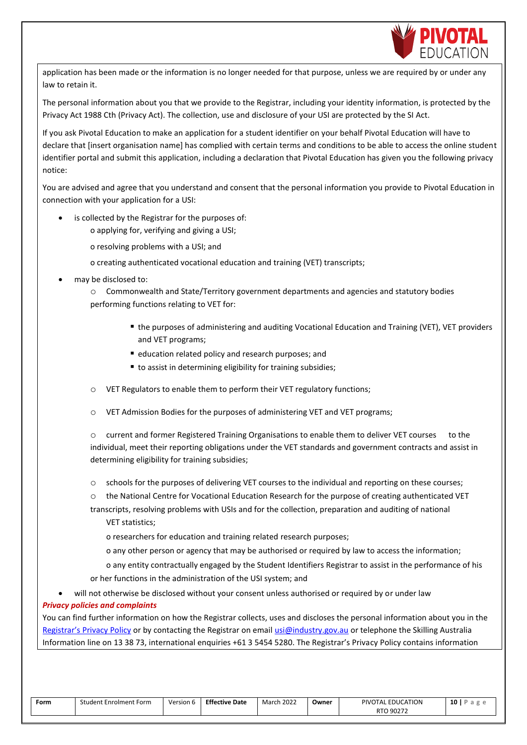application has been made or the information is no longer needed for that purpose, unless we are required by or under any law to retain it.

The personal information about you that we provide to the Registrar, including your identity information, is protected by the Privacy Act 1988 Cth (Privacy Act). The collection, use and disclosure of your USI are protected by the SI Act.

If you ask Pivotal Education to make an application for a student identifier on your behalf Pivotal Education will have to declare that [insert organisation name] has complied with certain terms and conditions to be able to access the online student identifier portal and submit this application, including a declaration that Pivotal Education has given you the following privacy notice:

You are advised and agree that you understand and consent that the personal information you provide to Pivotal Education in connection with your application for a USI:

- is collected by the Registrar for the purposes of:
  - applying for, verifying and giving a USI;
  - resolving problems with a USI; and
  - creating authenticated vocational education and training (VET) transcripts;
- may be disclosed to:
  - Commonwealth and State/Territory government departments and agencies and statutory bodies performing functions relating to VET for:
    - the purposes of administering and auditing Vocational Education and Training (VET), VET providers and VET programs;
    - education related policy and research purposes; and
    - to assist in determining eligibility for training subsidies;
  - VET Regulators to enable them to perform their VET regulatory functions;
  - VET Admission Bodies for the purposes of administering VET and VET programs;
  - current and former Registered Training Organisations to enable them to deliver VET courses to the individual, meet their reporting obligations under the VET standards and government contracts and assist in determining eligibility for training subsidies;
  - schools for the purposes of delivering VET courses to the individual and reporting on these courses;
  - the National Centre for Vocational Education Research for the purpose of creating authenticated VET transcripts, resolving problems with USIs and for the collection, preparation and auditing of national VET statistics;
  - researchers for education and training related research purposes;
  - any other person or agency that may be authorised or required by law to access the information;
  - any entity contractually engaged by the Student Identifiers Registrar to assist in the performance of his or her functions in the administration of the USI system; and
- will not otherwise be disclosed without your consent unless authorised or required by or under law

***Privacy policies and complaints***

You can find further information on how the Registrar collects, uses and discloses the personal information about you in the [Registrar's Privacy Policy] or by contacting the Registrar on email usi@industry.gov.au or telephone the Skilling Australia Information line on 13 38 73, international enquiries +61 3 5454 5280. The Registrar's Privacy Policy contains information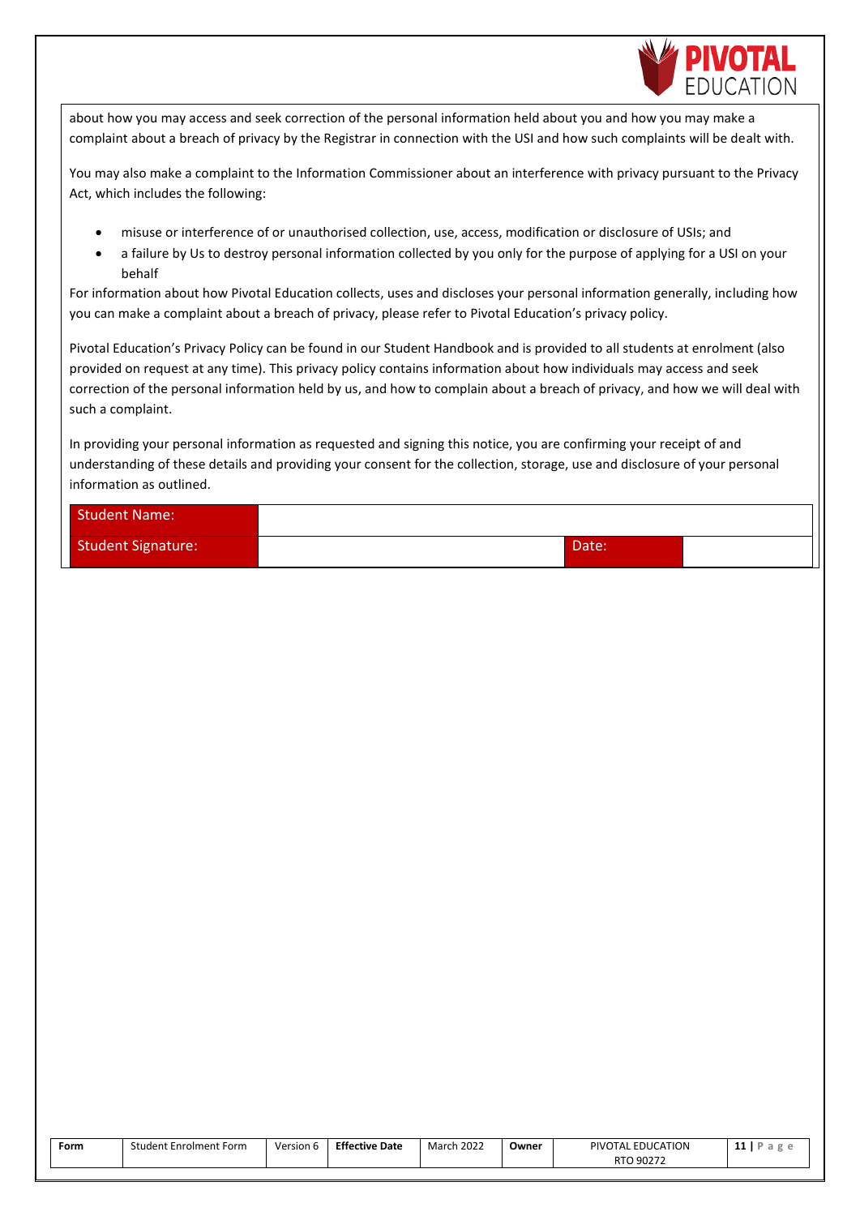about how you may access and seek correction of the personal information held about you and how you may make a complaint about a breach of privacy by the Registrar in connection with the USI and how such complaints will be dealt with.

You may also make a complaint to the Information Commissioner about an interference with privacy pursuant to the Privacy Act, which includes the following:

- misuse or interference of or unauthorised collection, use, access, modification or disclosure of USIs; and
- a failure by Us to destroy personal information collected by you only for the purpose of applying for a USI on your behalf

For information about how Pivotal Education collects, uses and discloses your personal information generally, including how you can make a complaint about a breach of privacy, please refer to Pivotal Education's privacy policy.

Pivotal Education's Privacy Policy can be found in our Student Handbook and is provided to all students at enrolment (also provided on request at any time). This privacy policy contains information about how individuals may access and seek correction of the personal information held by us, and how to complain about a breach of privacy, and how we will deal with such a complaint.

In providing your personal information as requested and signing this notice, you are confirming your receipt of and understanding of these details and providing your consent for the collection, storage, use and disclosure of your personal information as outlined.

| Student Name: | | | |
|---|---|---|---|
| Student Signature: | | Date: | |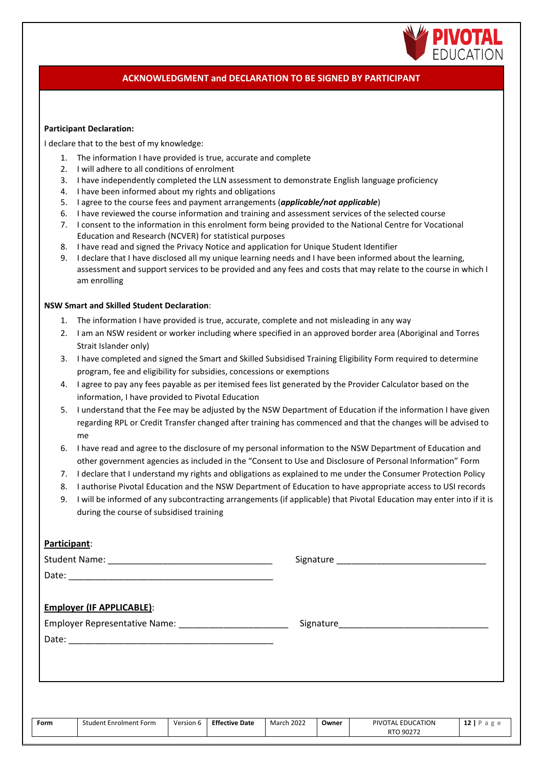## ACKNOWLEDGMENT and DECLARATION TO BE SIGNED BY PARTICIPANT

**Participant Declaration:**

I declare that to the best of my knowledge:

1. The information I have provided is true, accurate and complete
2. I will adhere to all conditions of enrolment
3. I have independently completed the LLN assessment to demonstrate English language proficiency
4. I have been informed about my rights and obligations
5. I agree to the course fees and payment arrangements (***applicable/not applicable***)
6. I have reviewed the course information and training and assessment services of the selected course
7. I consent to the information in this enrolment form being provided to the National Centre for Vocational Education and Research (NCVER) for statistical purposes
8. I have read and signed the Privacy Notice and application for Unique Student Identifier
9. I declare that I have disclosed all my unique learning needs and I have been informed about the learning, assessment and support services to be provided and any fees and costs that may relate to the course in which I am enrolling

**NSW Smart and Skilled Student Declaration**:

1. The information I have provided is true, accurate, complete and not misleading in any way
2. I am an NSW resident or worker including where specified in an approved border area (Aboriginal and Torres Strait Islander only)
3. I have completed and signed the Smart and Skilled Subsidised Training Eligibility Form required to determine program, fee and eligibility for subsidies, concessions or exemptions
4. I agree to pay any fees payable as per itemised fees list generated by the Provider Calculator based on the information, I have provided to Pivotal Education
5. I understand that the Fee may be adjusted by the NSW Department of Education if the information I have given regarding RPL or Credit Transfer changed after training has commenced and that the changes will be advised to me
6. I have read and agree to the disclosure of my personal information to the NSW Department of Education and other government agencies as included in the "Consent to Use and Disclosure of Personal Information" Form
7. I declare that I understand my rights and obligations as explained to me under the Consumer Protection Policy
8. I authorise Pivotal Education and the NSW Department of Education to have appropriate access to USI records
9. I will be informed of any subcontracting arrangements (if applicable) that Pivotal Education may enter into if it is during the course of subsidised training

**Participant**:

Student Name: ________________________________ Signature ______________________________

Date: __________________________________________

**Employer (IF APPLICABLE)**:

Employer Representative Name: ______________________ Signature______________________________

Date: __________________________________________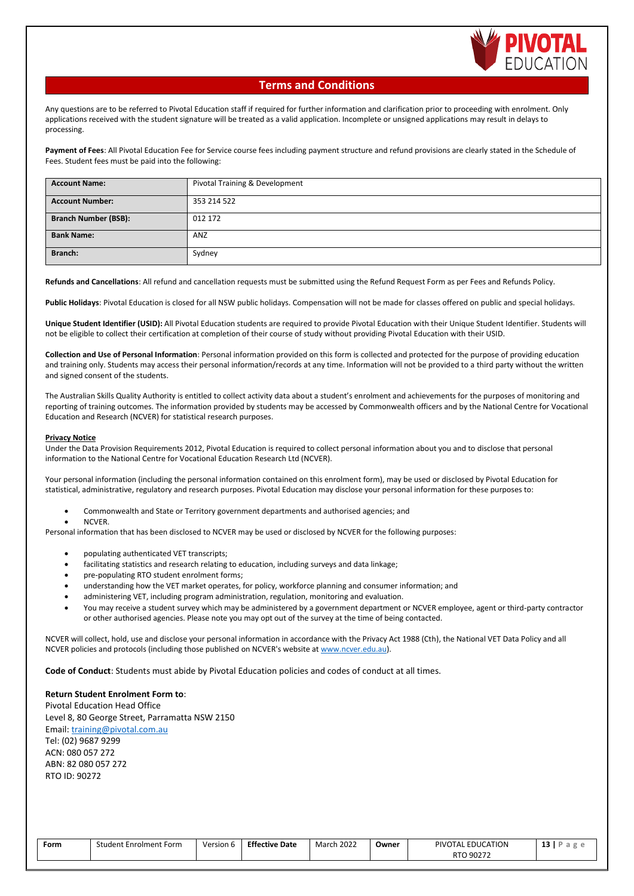## Terms and Conditions

Any questions are to be referred to Pivotal Education staff if required for further information and clarification prior to proceeding with enrolment. Only applications received with the student signature will be treated as a valid application. Incomplete or unsigned applications may result in delays to processing.

**Payment of Fees**: All Pivotal Education Fee for Service course fees including payment structure and refund provisions are clearly stated in the Schedule of Fees. Student fees must be paid into the following:

| | |
|---|---|
| **Account Name:** | Pivotal Training & Development |
| **Account Number:** | 353 214 522 |
| **Branch Number (BSB):** | 012 172 |
| **Bank Name:** | ANZ |
| **Branch:** | Sydney |

**Refunds and Cancellations**: All refund and cancellation requests must be submitted using the Refund Request Form as per Fees and Refunds Policy.

**Public Holidays**: Pivotal Education is closed for all NSW public holidays. Compensation will not be made for classes offered on public and special holidays.

**Unique Student Identifier (USID):** All Pivotal Education students are required to provide Pivotal Education with their Unique Student Identifier. Students will not be eligible to collect their certification at completion of their course of study without providing Pivotal Education with their USID.

**Collection and Use of Personal Information**: Personal information provided on this form is collected and protected for the purpose of providing education and training only. Students may access their personal information/records at any time. Information will not be provided to a third party without the written and signed consent of the students.

The Australian Skills Quality Authority is entitled to collect activity data about a student's enrolment and achievements for the purposes of monitoring and reporting of training outcomes. The information provided by students may be accessed by Commonwealth officers and by the National Centre for Vocational Education and Research (NCVER) for statistical research purposes.

**Privacy Notice**

Under the Data Provision Requirements 2012, Pivotal Education is required to collect personal information about you and to disclose that personal information to the National Centre for Vocational Education Research Ltd (NCVER).

Your personal information (including the personal information contained on this enrolment form), may be used or disclosed by Pivotal Education for statistical, administrative, regulatory and research purposes. Pivotal Education may disclose your personal information for these purposes to:

- Commonwealth and State or Territory government departments and authorised agencies; and
- NCVER.

Personal information that has been disclosed to NCVER may be used or disclosed by NCVER for the following purposes:

- populating authenticated VET transcripts;
- facilitating statistics and research relating to education, including surveys and data linkage;
- pre-populating RTO student enrolment forms;
- understanding how the VET market operates, for policy, workforce planning and consumer information; and
- administering VET, including program administration, regulation, monitoring and evaluation.
- You may receive a student survey which may be administered by a government department or NCVER employee, agent or third-party contractor or other authorised agencies. Please note you may opt out of the survey at the time of being contacted.

NCVER will collect, hold, use and disclose your personal information in accordance with the Privacy Act 1988 (Cth), the National VET Data Policy and all NCVER policies and protocols (including those published on NCVER's website at www.ncver.edu.au).

**Code of Conduct**: Students must abide by Pivotal Education policies and codes of conduct at all times.

**Return Student Enrolment Form to**:
Pivotal Education Head Office
Level 8, 80 George Street, Parramatta NSW 2150
Email: training@pivotal.com.au
Tel: (02) 9687 9299
ACN: 080 057 272
ABN: 82 080 057 272
RTO ID: 90272